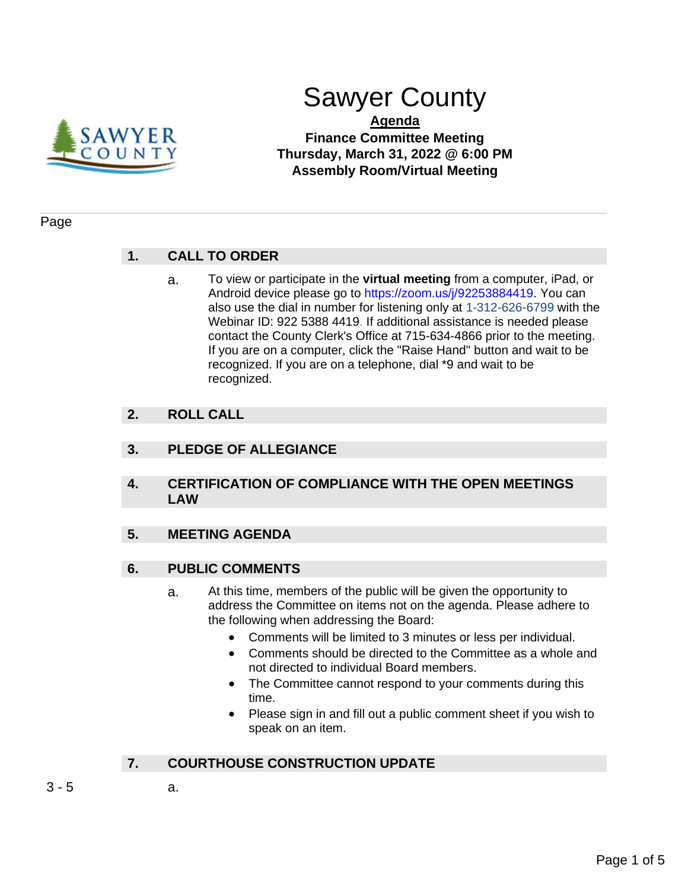# Sawyer County

**Agenda**

**Finance Committee Meeting**
**Thursday, March 31, 2022 @ 6:00 PM**
**Assembly Room/Virtual Meeting**

Page

## 1. CALL TO ORDER

a. To view or participate in the **virtual meeting** from a computer, iPad, or Android device please go to https://zoom.us/j/92253884419. You can also use the dial in number for listening only at 1-312-626-6799 with the Webinar ID: 922 5388 4419. If additional assistance is needed please contact the County Clerk's Office at 715-634-4866 prior to the meeting. If you are on a computer, click the "Raise Hand" button and wait to be recognized. If you are on a telephone, dial *9 and wait to be recognized.

## 2. ROLL CALL

## 3. PLEDGE OF ALLEGIANCE

## 4. CERTIFICATION OF COMPLIANCE WITH THE OPEN MEETINGS LAW

## 5. MEETING AGENDA

## 6. PUBLIC COMMENTS

a. At this time, members of the public will be given the opportunity to address the Committee on items not on the agenda. Please adhere to the following when addressing the Board:

- Comments will be limited to 3 minutes or less per individual.
- Comments should be directed to the Committee as a whole and not directed to individual Board members.
- The Committee cannot respond to your comments during this time.
- Please sign in and fill out a public comment sheet if you wish to speak on an item.

## 7. COURTHOUSE CONSTRUCTION UPDATE

3 - 5 a.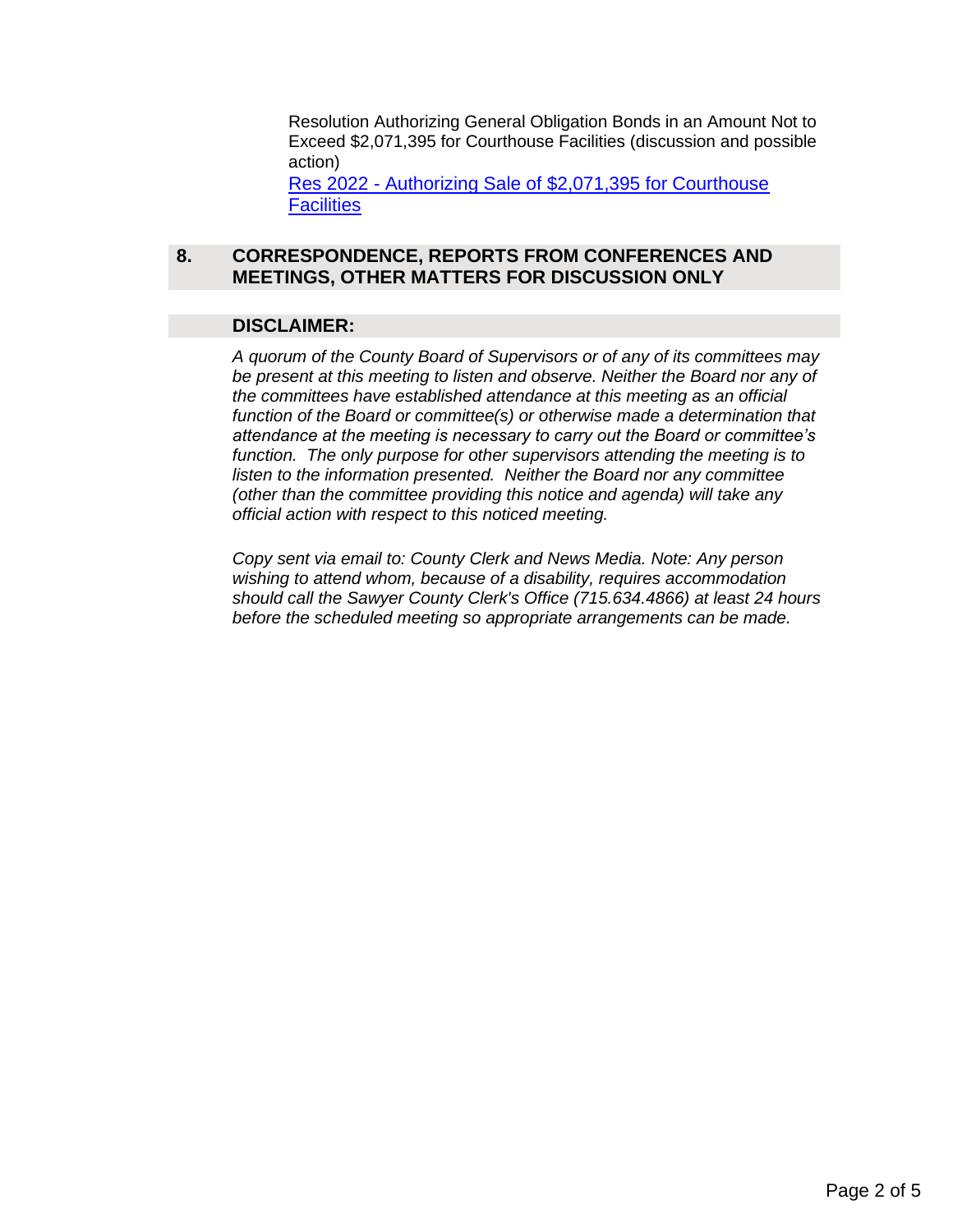Resolution Authorizing General Obligation Bonds in an Amount Not to Exceed $2,071,395 for Courthouse Facilities (discussion and possible action)

Res 2022 - Authorizing Sale of $2,071,395 for Courthouse Facilities

## 8. CORRESPONDENCE, REPORTS FROM CONFERENCES AND MEETINGS, OTHER MATTERS FOR DISCUSSION ONLY

## DISCLAIMER:

*A quorum of the County Board of Supervisors or of any of its committees may be present at this meeting to listen and observe. Neither the Board nor any of the committees have established attendance at this meeting as an official function of the Board or committee(s) or otherwise made a determination that attendance at the meeting is necessary to carry out the Board or committee's function. The only purpose for other supervisors attending the meeting is to listen to the information presented. Neither the Board nor any committee (other than the committee providing this notice and agenda) will take any official action with respect to this noticed meeting.*

*Copy sent via email to: County Clerk and News Media. Note: Any person wishing to attend whom, because of a disability, requires accommodation should call the Sawyer County Clerk's Office (715.634.4866) at least 24 hours before the scheduled meeting so appropriate arrangements can be made.*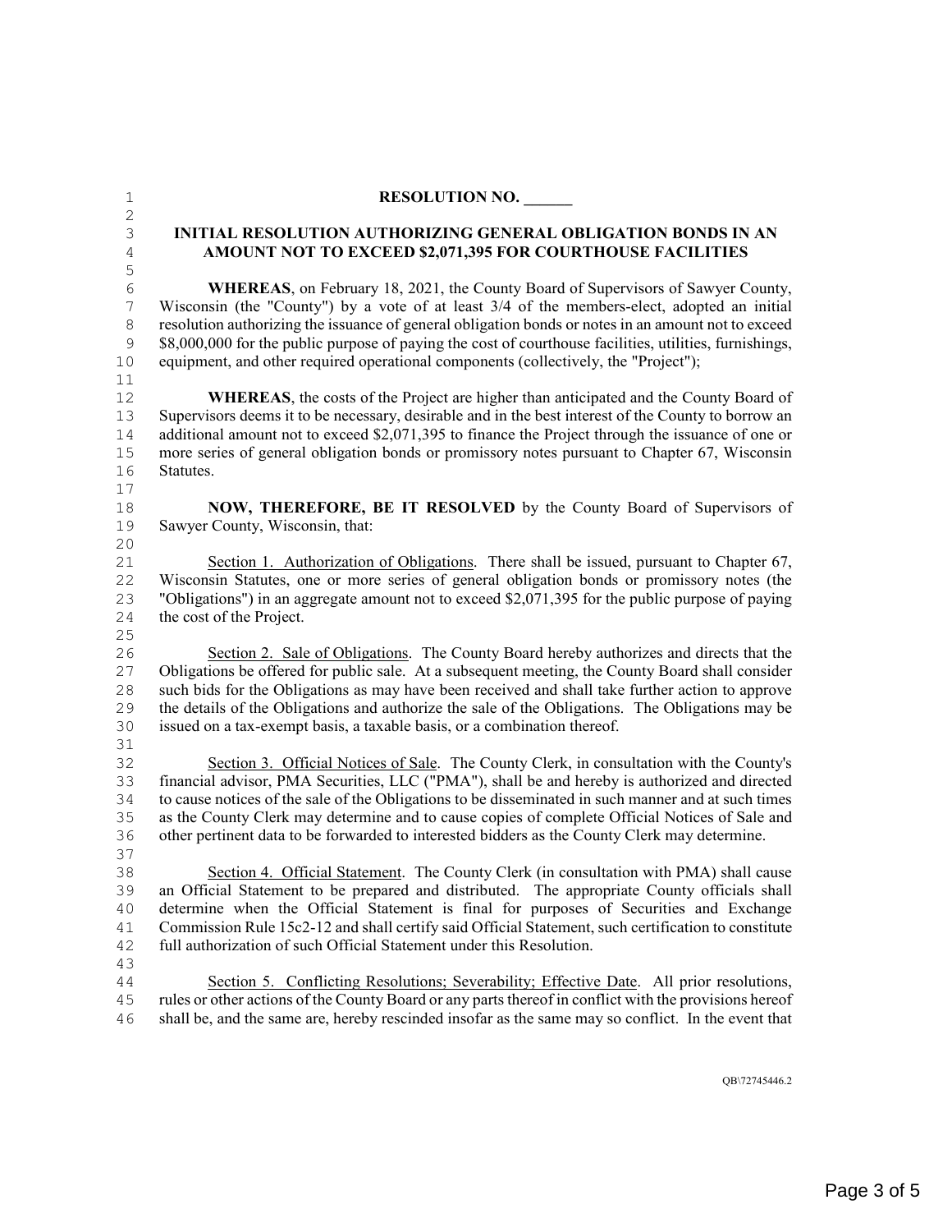# RESOLUTION NO. ______

## INITIAL RESOLUTION AUTHORIZING GENERAL OBLIGATION BONDS IN AN AMOUNT NOT TO EXCEED $2,071,395 FOR COURTHOUSE FACILITIES

**WHEREAS**, on February 18, 2021, the County Board of Supervisors of Sawyer County, Wisconsin (the "County") by a vote of at least 3/4 of the members-elect, adopted an initial resolution authorizing the issuance of general obligation bonds or notes in an amount not to exceed $8,000,000 for the public purpose of paying the cost of courthouse facilities, utilities, furnishings, equipment, and other required operational components (collectively, the "Project");

**WHEREAS**, the costs of the Project are higher than anticipated and the County Board of Supervisors deems it to be necessary, desirable and in the best interest of the County to borrow an additional amount not to exceed $2,071,395 to finance the Project through the issuance of one or more series of general obligation bonds or promissory notes pursuant to Chapter 67, Wisconsin Statutes.

**NOW, THEREFORE, BE IT RESOLVED** by the County Board of Supervisors of Sawyer County, Wisconsin, that:

Section 1. Authorization of Obligations. There shall be issued, pursuant to Chapter 67, Wisconsin Statutes, one or more series of general obligation bonds or promissory notes (the "Obligations") in an aggregate amount not to exceed $2,071,395 for the public purpose of paying the cost of the Project.

Section 2. Sale of Obligations. The County Board hereby authorizes and directs that the Obligations be offered for public sale. At a subsequent meeting, the County Board shall consider such bids for the Obligations as may have been received and shall take further action to approve the details of the Obligations and authorize the sale of the Obligations. The Obligations may be issued on a tax-exempt basis, a taxable basis, or a combination thereof.

Section 3. Official Notices of Sale. The County Clerk, in consultation with the County's financial advisor, PMA Securities, LLC ("PMA"), shall be and hereby is authorized and directed to cause notices of the sale of the Obligations to be disseminated in such manner and at such times as the County Clerk may determine and to cause copies of complete Official Notices of Sale and other pertinent data to be forwarded to interested bidders as the County Clerk may determine.

Section 4. Official Statement. The County Clerk (in consultation with PMA) shall cause an Official Statement to be prepared and distributed. The appropriate County officials shall determine when the Official Statement is final for purposes of Securities and Exchange Commission Rule 15c2-12 and shall certify said Official Statement, such certification to constitute full authorization of such Official Statement under this Resolution.

Section 5. Conflicting Resolutions; Severability; Effective Date. All prior resolutions, rules or other actions of the County Board or any parts thereof in conflict with the provisions hereof shall be, and the same are, hereby rescinded insofar as the same may so conflict. In the event that

QB\72745446.2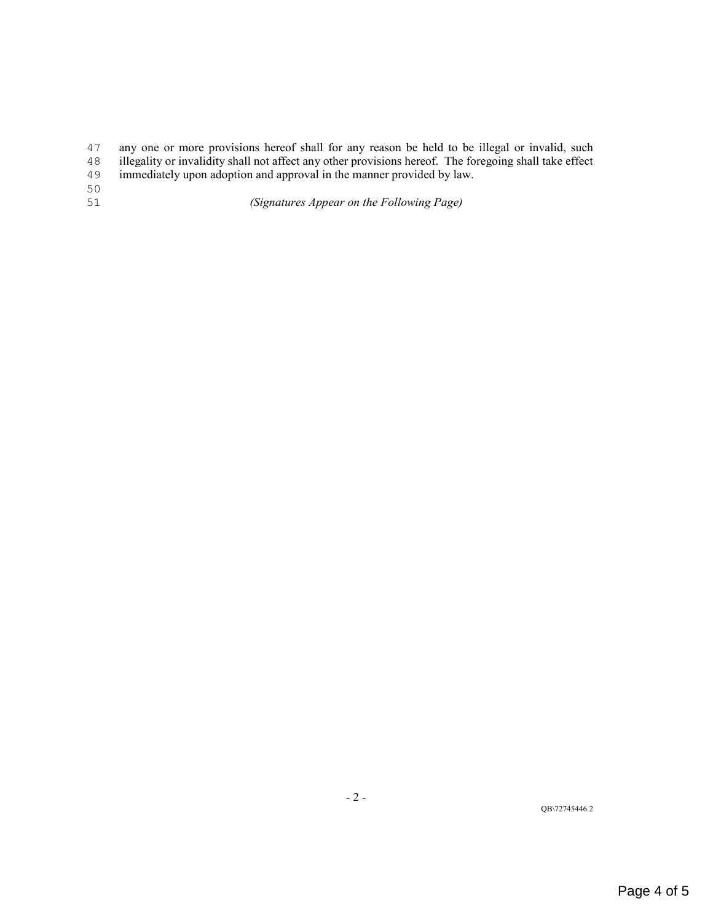any one or more provisions hereof shall for any reason be held to be illegal or invalid, such illegality or invalidity shall not affect any other provisions hereof. The foregoing shall take effect immediately upon adoption and approval in the manner provided by law.

*(Signatures Appear on the Following Page)*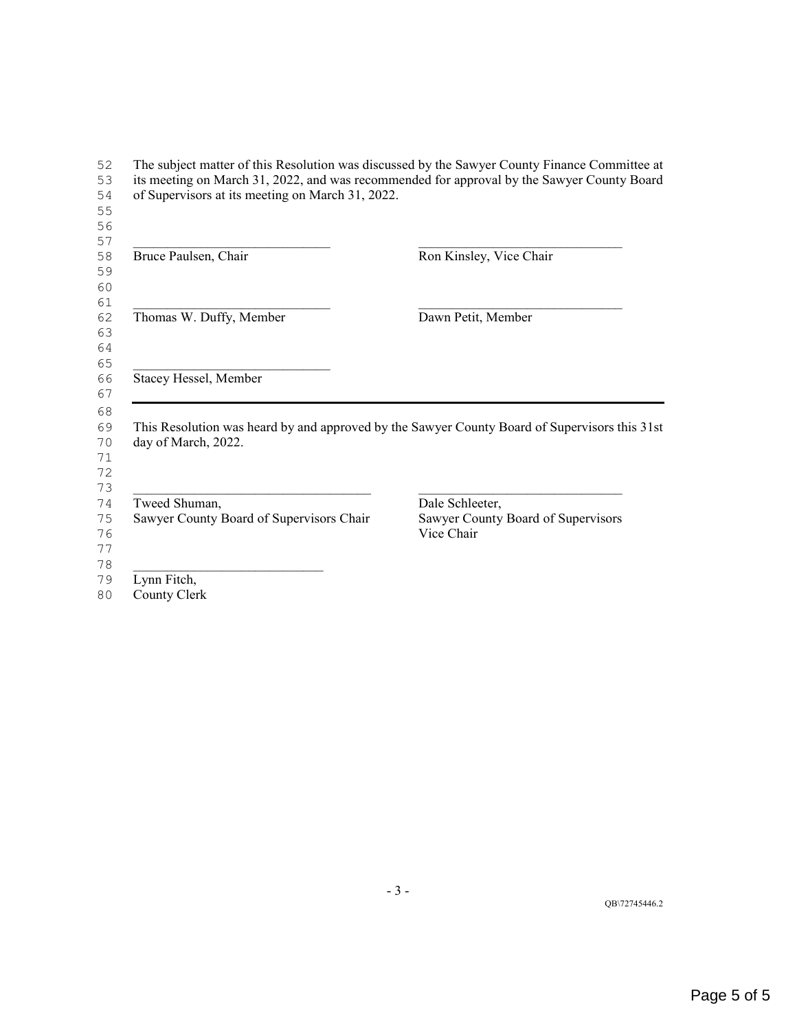The subject matter of this Resolution was discussed by the Sawyer County Finance Committee at its meeting on March 31, 2022, and was recommended for approval by the Sawyer County Board of Supervisors at its meeting on March 31, 2022.

______________________________
Bruce Paulsen, Chair

______________________________
Ron Kinsley, Vice Chair

______________________________
Thomas W. Duffy, Member

______________________________
Dawn Petit, Member

______________________________
Stacey Hessel, Member

---

This Resolution was heard by and approved by the Sawyer County Board of Supervisors this 31st day of March, 2022.

____________________________________
Tweed Shuman,
Sawyer County Board of Supervisors Chair

______________________________
Dale Schleeter,
Sawyer County Board of Supervisors
Vice Chair

____________________________
Lynn Fitch,
County Clerk

QB\72745446.2